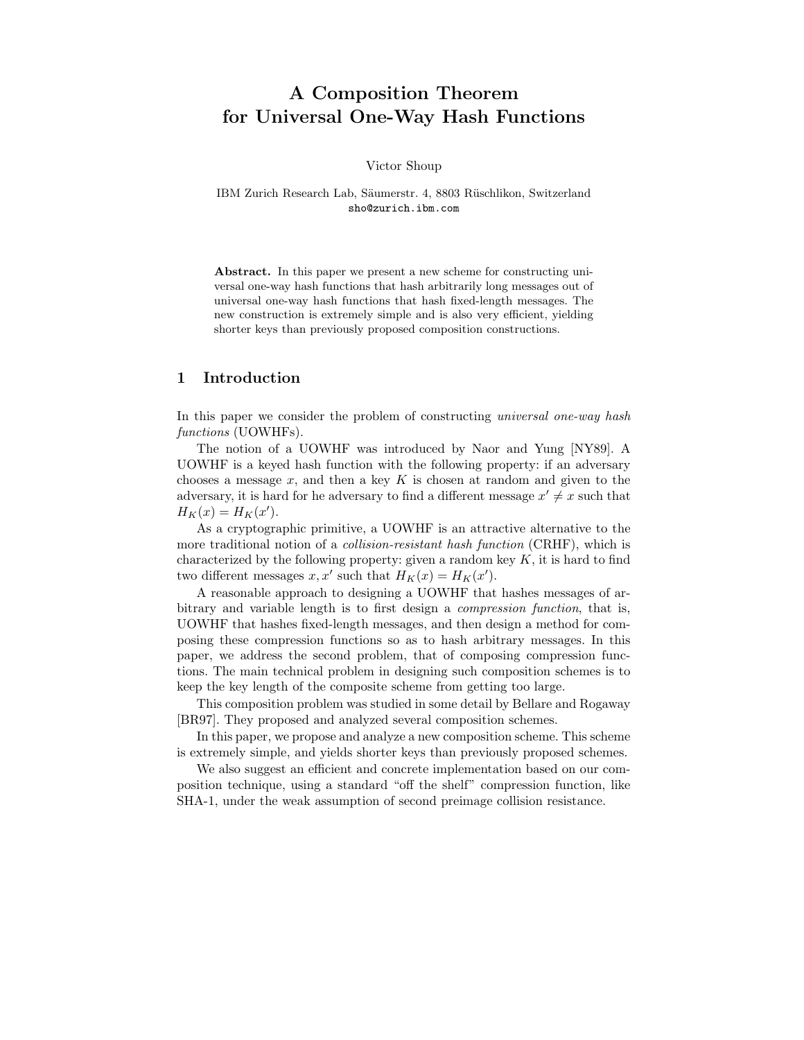# A Composition Theorem for Universal One-Way Hash Functions

Victor Shoup

IBM Zurich Research Lab, Säumerstr. 4, 8803 Rüschlikon, Switzerland
sho@zurich.ibm.com

**Abstract.** In this paper we present a new scheme for constructing universal one-way hash functions that hash arbitrarily long messages out of universal one-way hash functions that hash fixed-length messages. The new construction is extremely simple and is also very efficient, yielding shorter keys than previously proposed composition constructions.

## 1 Introduction

In this paper we consider the problem of constructing *universal one-way hash functions* (UOWHFs).

The notion of a UOWHF was introduced by Naor and Yung [NY89]. A UOWHF is a keyed hash function with the following property: if an adversary chooses a message $x$, and then a key $K$ is chosen at random and given to the adversary, it is hard for he adversary to find a different message $x' \neq x$ such that $H_K(x) = H_K(x')$.

As a cryptographic primitive, a UOWHF is an attractive alternative to the more traditional notion of a *collision-resistant hash function* (CRHF), which is characterized by the following property: given a random key $K$, it is hard to find two different messages $x, x'$ such that $H_K(x) = H_K(x')$.

A reasonable approach to designing a UOWHF that hashes messages of arbitrary and variable length is to first design a *compression function*, that is, UOWHF that hashes fixed-length messages, and then design a method for composing these compression functions so as to hash arbitrary messages. In this paper, we address the second problem, that of composing compression functions. The main technical problem in designing such composition schemes is to keep the key length of the composite scheme from getting too large.

This composition problem was studied in some detail by Bellare and Rogaway [BR97]. They proposed and analyzed several composition schemes.

In this paper, we propose and analyze a new composition scheme. This scheme is extremely simple, and yields shorter keys than previously proposed schemes.

We also suggest an efficient and concrete implementation based on our composition technique, using a standard "off the shelf" compression function, like SHA-1, under the weak assumption of second preimage collision resistance.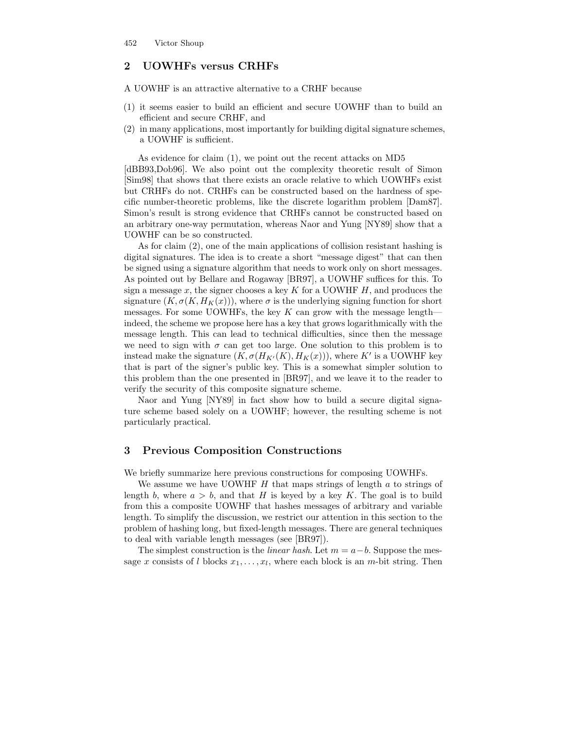## 2 UOWHFs versus CRHFs

A UOWHF is an attractive alternative to a CRHF because

(1) it seems easier to build an efficient and secure UOWHF than to build an efficient and secure CRHF, and
(2) in many applications, most importantly for building digital signature schemes, a UOWHF is sufficient.

As evidence for claim (1), we point out the recent attacks on MD5 [dBB93,Dob96]. We also point out the complexity theoretic result of Simon [Sim98] that shows that there exists an oracle relative to which UOWHFs exist but CRHFs do not. CRHFs can be constructed based on the hardness of specific number-theoretic problems, like the discrete logarithm problem [Dam87]. Simon's result is strong evidence that CRHFs cannot be constructed based on an arbitrary one-way permutation, whereas Naor and Yung [NY89] show that a UOWHF can be so constructed.

As for claim (2), one of the main applications of collision resistant hashing is digital signatures. The idea is to create a short "message digest" that can then be signed using a signature algorithm that needs to work only on short messages. As pointed out by Bellare and Rogaway [BR97], a UOWHF suffices for this. To sign a message $x$, the signer chooses a key $K$ for a UOWHF $H$, and produces the signature $(K, \sigma(K, H_K(x)))$, where $\sigma$ is the underlying signing function for short messages. For some UOWHFs, the key $K$ can grow with the message length—indeed, the scheme we propose here has a key that grows logarithmically with the message length. This can lead to technical difficulties, since then the message we need to sign with $\sigma$ can get too large. One solution to this problem is to instead make the signature $(K, \sigma(H_{K'}(K), H_K(x)))$, where $K'$ is a UOWHF key that is part of the signer's public key. This is a somewhat simpler solution to this problem than the one presented in [BR97], and we leave it to the reader to verify the security of this composite signature scheme.

Naor and Yung [NY89] in fact show how to build a secure digital signature scheme based solely on a UOWHF; however, the resulting scheme is not particularly practical.

## 3 Previous Composition Constructions

We briefly summarize here previous constructions for composing UOWHFs.

We assume we have UOWHF $H$ that maps strings of length $a$ to strings of length $b$, where $a > b$, and that $H$ is keyed by a key $K$. The goal is to build from this a composite UOWHF that hashes messages of arbitrary and variable length. To simplify the discussion, we restrict our attention in this section to the problem of hashing long, but fixed-length messages. There are general techniques to deal with variable length messages (see [BR97]).

The simplest construction is the *linear hash*. Let $m = a - b$. Suppose the message $x$ consists of $l$ blocks $x_1, \ldots, x_l$, where each block is an $m$-bit string. Then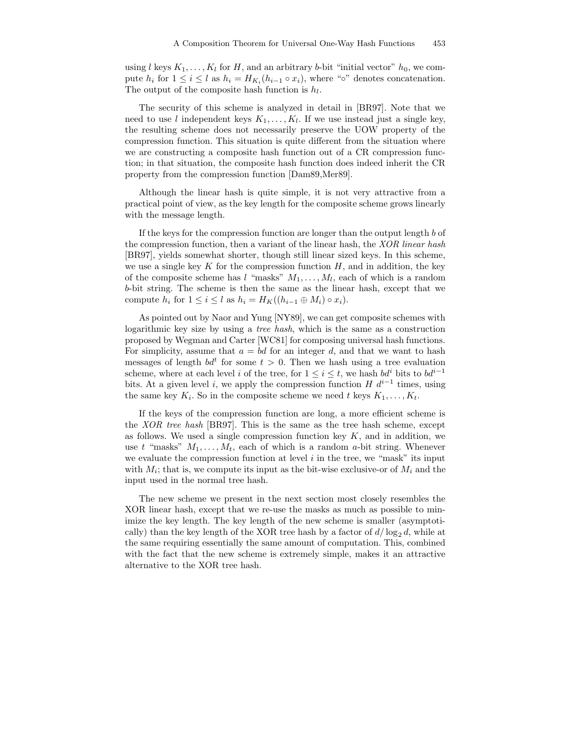using $l$ keys $K_1, \ldots, K_l$ for $H$, and an arbitrary $b$-bit "initial vector" $h_0$, we compute $h_i$ for $1 \le i \le l$ as $h_i = H_{K_i}(h_{i-1} \circ x_i)$, where "$\circ$" denotes concatenation. The output of the composite hash function is $h_l$.

The security of this scheme is analyzed in detail in [BR97]. Note that we need to use $l$ independent keys $K_1, \ldots, K_l$. If we use instead just a single key, the resulting scheme does not necessarily preserve the UOW property of the compression function. This situation is quite different from the situation where we are constructing a composite hash function out of a CR compression function; in that situation, the composite hash function does indeed inherit the CR property from the compression function [Dam89,Mer89].

Although the linear hash is quite simple, it is not very attractive from a practical point of view, as the key length for the composite scheme grows linearly with the message length.

If the keys for the compression function are longer than the output length $b$ of the compression function, then a variant of the linear hash, the *XOR linear hash* [BR97], yields somewhat shorter, though still linear sized keys. In this scheme, we use a single key $K$ for the compression function $H$, and in addition, the key of the composite scheme has $l$ "masks" $M_1, \ldots, M_l$, each of which is a random $b$-bit string. The scheme is then the same as the linear hash, except that we compute $h_i$ for $1 \le i \le l$ as $h_i = H_K((h_{i-1} \oplus M_i) \circ x_i)$.

As pointed out by Naor and Yung [NY89], we can get composite schemes with logarithmic key size by using a *tree hash*, which is the same as a construction proposed by Wegman and Carter [WC81] for composing universal hash functions. For simplicity, assume that $a = bd$ for an integer $d$, and that we want to hash messages of length $bd^t$ for some $t > 0$. Then we hash using a tree evaluation scheme, where at each level $i$ of the tree, for $1 \le i \le t$, we hash $bd^i$ bits to $bd^{i-1}$ bits. At a given level $i$, we apply the compression function $H$ $d^{i-1}$ times, using the same key $K_i$. So in the composite scheme we need $t$ keys $K_1, \ldots, K_t$.

If the keys of the compression function are long, a more efficient scheme is the *XOR tree hash* [BR97]. This is the same as the tree hash scheme, except as follows. We used a single compression function key $K$, and in addition, we use $t$ "masks" $M_1, \ldots, M_t$, each of which is a random $a$-bit string. Whenever we evaluate the compression function at level $i$ in the tree, we "mask" its input with $M_i$; that is, we compute its input as the bit-wise exclusive-or of $M_i$ and the input used in the normal tree hash.

The new scheme we present in the next section most closely resembles the XOR linear hash, except that we re-use the masks as much as possible to minimize the key length. The key length of the new scheme is smaller (asymptotically) than the key length of the XOR tree hash by a factor of $d/\log_2 d$, while at the same requiring essentially the same amount of computation. This, combined with the fact that the new scheme is extremely simple, makes it an attractive alternative to the XOR tree hash.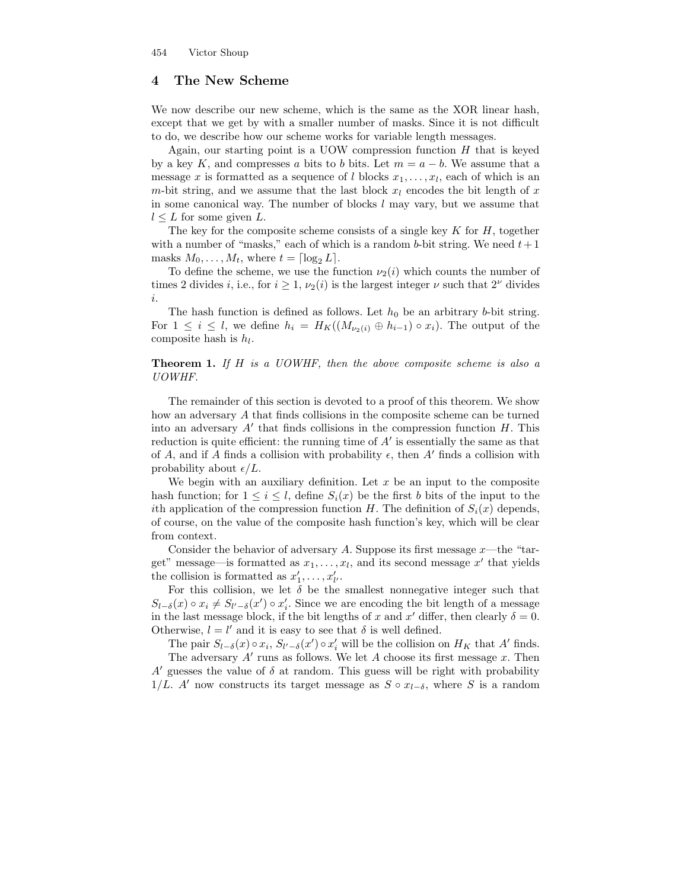## 4 The New Scheme

We now describe our new scheme, which is the same as the XOR linear hash, except that we get by with a smaller number of masks. Since it is not difficult to do, we describe how our scheme works for variable length messages.

Again, our starting point is a UOW compression function $H$ that is keyed by a key $K$, and compresses $a$ bits to $b$ bits. Let $m = a - b$. We assume that a message $x$ is formatted as a sequence of $l$ blocks $x_1, \ldots, x_l$, each of which is an $m$-bit string, and we assume that the last block $x_l$ encodes the bit length of $x$ in some canonical way. The number of blocks $l$ may vary, but we assume that $l \leq L$ for some given $L$.

The key for the composite scheme consists of a single key $K$ for $H$, together with a number of "masks," each of which is a random $b$-bit string. We need $t+1$ masks $M_0, \ldots, M_t$, where $t = \lceil \log_2 L \rceil$.

To define the scheme, we use the function $\nu_2(i)$ which counts the number of times 2 divides $i$, i.e., for $i \geq 1$, $\nu_2(i)$ is the largest integer $\nu$ such that $2^\nu$ divides $i$.

The hash function is defined as follows. Let $h_0$ be an arbitrary $b$-bit string. For $1 \leq i \leq l$, we define $h_i = H_K((M_{\nu_2(i)} \oplus h_{i-1}) \circ x_i)$. The output of the composite hash is $h_l$.

**Theorem 1.** *If $H$ is a UOWHF, then the above composite scheme is also a UOWHF.*

The remainder of this section is devoted to a proof of this theorem. We show how an adversary $A$ that finds collisions in the composite scheme can be turned into an adversary $A'$ that finds collisions in the compression function $H$. This reduction is quite efficient: the running time of $A'$ is essentially the same as that of $A$, and if $A$ finds a collision with probability $\epsilon$, then $A'$ finds a collision with probability about $\epsilon/L$.

We begin with an auxiliary definition. Let $x$ be an input to the composite hash function; for $1 \leq i \leq l$, define $S_i(x)$ be the first $b$ bits of the input to the $i$th application of the compression function $H$. The definition of $S_i(x)$ depends, of course, on the value of the composite hash function's key, which will be clear from context.

Consider the behavior of adversary $A$. Suppose its first message $x$—the "target" message—is formatted as $x_1, \ldots, x_l$, and its second message $x'$ that yields the collision is formatted as $x'_1, \ldots, x'_{l'}$.

For this collision, we let $\delta$ be the smallest nonnegative integer such that $S_{l-\delta}(x) \circ x_i \neq S_{l'-\delta}(x') \circ x'_i$. Since we are encoding the bit length of a message in the last message block, if the bit lengths of $x$ and $x'$ differ, then clearly $\delta = 0$. Otherwise, $l = l'$ and it is easy to see that $\delta$ is well defined.

The pair $S_{l-\delta}(x) \circ x_i$, $S_{l'-\delta}(x') \circ x'_i$ will be the collision on $H_K$ that $A'$ finds.

The adversary $A'$ runs as follows. We let $A$ choose its first message $x$. Then $A'$ guesses the value of $\delta$ at random. This guess will be right with probability $1/L$. $A'$ now constructs its target message as $S \circ x_{l-\delta}$, where $S$ is a random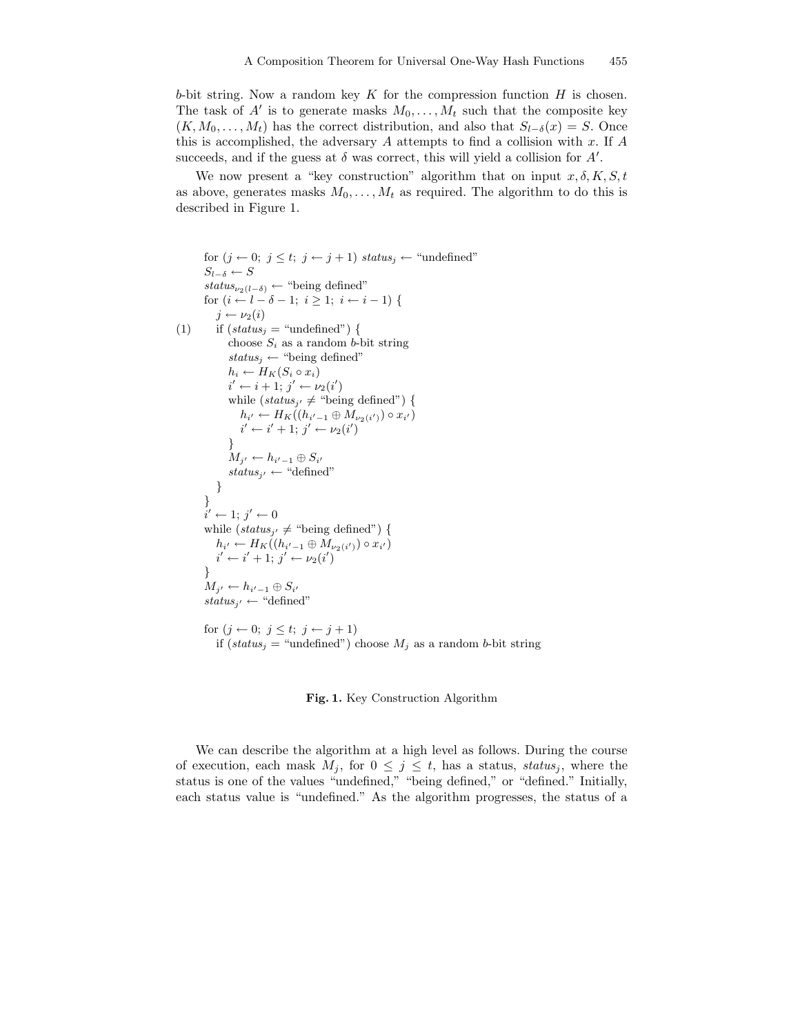$b$-bit string. Now a random key $K$ for the compression function $H$ is chosen. The task of $A'$ is to generate masks $M_0, \ldots, M_t$ such that the composite key $(K, M_0, \ldots, M_t)$ has the correct distribution, and also that $S_{l-\delta}(x) = S$. Once this is accomplished, the adversary $A$ attempts to find a collision with $x$. If $A$ succeeds, and if the guess at $\delta$ was correct, this will yield a collision for $A'$.

We now present a "key construction" algorithm that on input $x, \delta, K, S, t$ as above, generates masks $M_0, \ldots, M_t$ as required. The algorithm to do this is described in Figure 1.

```
     for (j ← 0; j ≤ t; j ← j + 1) status_j ← "undefined"
     S_{l−δ} ← S
     status_{ν2(l−δ)} ← "being defined"
     for (i ← l − δ − 1; i ≥ 1; i ← i − 1) {
        j ← ν2(i)
(1)     if (status_j = "undefined") {
           choose S_i as a random b-bit string
           status_j ← "being defined"
           h_i ← H_K(S_i ∘ x_i)
           i' ← i + 1; j' ← ν2(i')
           while (status_{j'} ≠ "being defined") {
              h_{i'} ← H_K((h_{i'−1} ⊕ M_{ν2(i')}) ∘ x_{i'})
              i' ← i' + 1; j' ← ν2(i')
           }
           M_{j'} ← h_{i'−1} ⊕ S_{i'}
           status_{j'} ← "defined"
        }
     }
     i' ← 1; j' ← 0
     while (status_{j'} ≠ "being defined") {
        h_{i'} ← H_K((h_{i'−1} ⊕ M_{ν2(i')}) ∘ x_{i'})
        i' ← i' + 1; j' ← ν2(i')
     }
     M_{j'} ← h_{i'−1} ⊕ S_{i'}
     status_{j'} ← "defined"

     for (j ← 0; j ≤ t; j ← j + 1)
        if (status_j = "undefined") choose M_j as a random b-bit string
```

**Fig. 1.** Key Construction Algorithm

We can describe the algorithm at a high level as follows. During the course of execution, each mask $M_j$, for $0 \leq j \leq t$, has a status, $status_j$, where the status is one of the values "undefined," "being defined," or "defined." Initially, each status value is "undefined." As the algorithm progresses, the status of a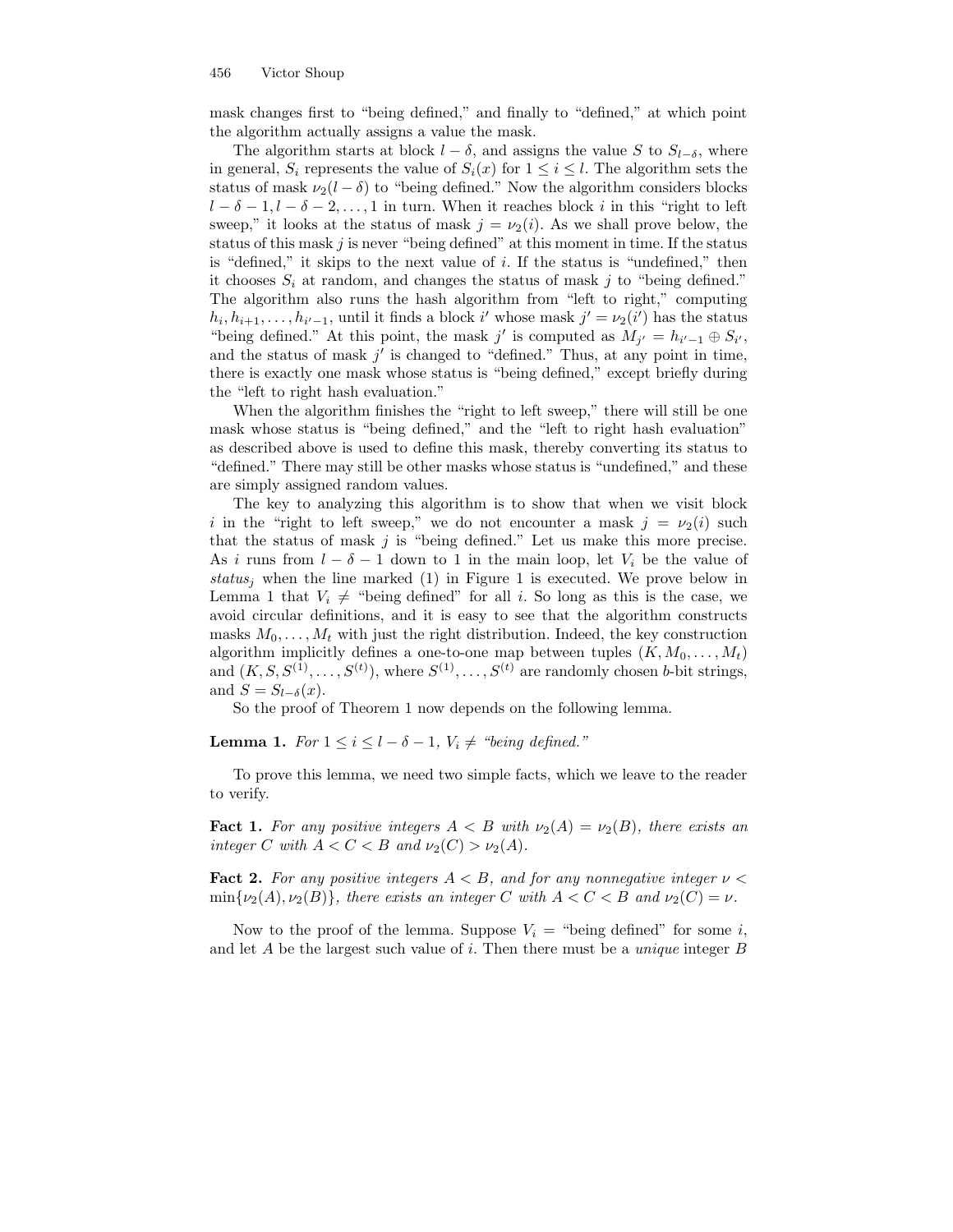mask changes first to "being defined," and finally to "defined," at which point the algorithm actually assigns a value the mask.

The algorithm starts at block $l - \delta$, and assigns the value $S$ to $S_{l-\delta}$, where in general, $S_i$ represents the value of $S_i(x)$ for $1 \le i \le l$. The algorithm sets the status of mask $\nu_2(l - \delta)$ to "being defined." Now the algorithm considers blocks $l - \delta - 1, l - \delta - 2, \ldots, 1$ in turn. When it reaches block $i$ in this "right to left sweep," it looks at the status of mask $j = \nu_2(i)$. As we shall prove below, the status of this mask $j$ is never "being defined" at this moment in time. If the status is "defined," it skips to the next value of $i$. If the status is "undefined," then it chooses $S_i$ at random, and changes the status of mask $j$ to "being defined." The algorithm also runs the hash algorithm from "left to right," computing $h_i, h_{i+1}, \ldots, h_{i'-1}$, until it finds a block $i'$ whose mask $j' = \nu_2(i')$ has the status "being defined." At this point, the mask $j'$ is computed as $M_{j'} = h_{i'-1} \oplus S_{i'}$, and the status of mask $j'$ is changed to "defined." Thus, at any point in time, there is exactly one mask whose status is "being defined," except briefly during the "left to right hash evaluation."

When the algorithm finishes the "right to left sweep," there will still be one mask whose status is "being defined," and the "left to right hash evaluation" as described above is used to define this mask, thereby converting its status to "defined." There may still be other masks whose status is "undefined," and these are simply assigned random values.

The key to analyzing this algorithm is to show that when we visit block $i$ in the "right to left sweep," we do not encounter a mask $j = \nu_2(i)$ such that the status of mask $j$ is "being defined." Let us make this more precise. As $i$ runs from $l - \delta - 1$ down to 1 in the main loop, let $V_i$ be the value of $status_j$ when the line marked (1) in Figure 1 is executed. We prove below in Lemma 1 that $V_i \neq$ "being defined" for all $i$. So long as this is the case, we avoid circular definitions, and it is easy to see that the algorithm constructs masks $M_0, \ldots, M_t$ with just the right distribution. Indeed, the key construction algorithm implicitly defines a one-to-one map between tuples $(K, M_0, \ldots, M_t)$ and $(K, S, S^{(1)}, \ldots, S^{(t)})$, where $S^{(1)}, \ldots, S^{(t)}$ are randomly chosen $b$-bit strings, and $S = S_{l-\delta}(x)$.

So the proof of Theorem 1 now depends on the following lemma.

**Lemma 1.** *For $1 \le i \le l - \delta - 1$, $V_i \neq$ "being defined."*

To prove this lemma, we need two simple facts, which we leave to the reader to verify.

**Fact 1.** *For any positive integers $A < B$ with $\nu_2(A) = \nu_2(B)$, there exists an integer $C$ with $A < C < B$ and $\nu_2(C) > \nu_2(A)$.*

**Fact 2.** *For any positive integers $A < B$, and for any nonnegative integer $\nu < \min\{\nu_2(A), \nu_2(B)\}$, there exists an integer $C$ with $A < C < B$ and $\nu_2(C) = \nu$.*

Now to the proof of the lemma. Suppose $V_i =$ "being defined" for some $i$, and let $A$ be the largest such value of $i$. Then there must be a *unique* integer $B$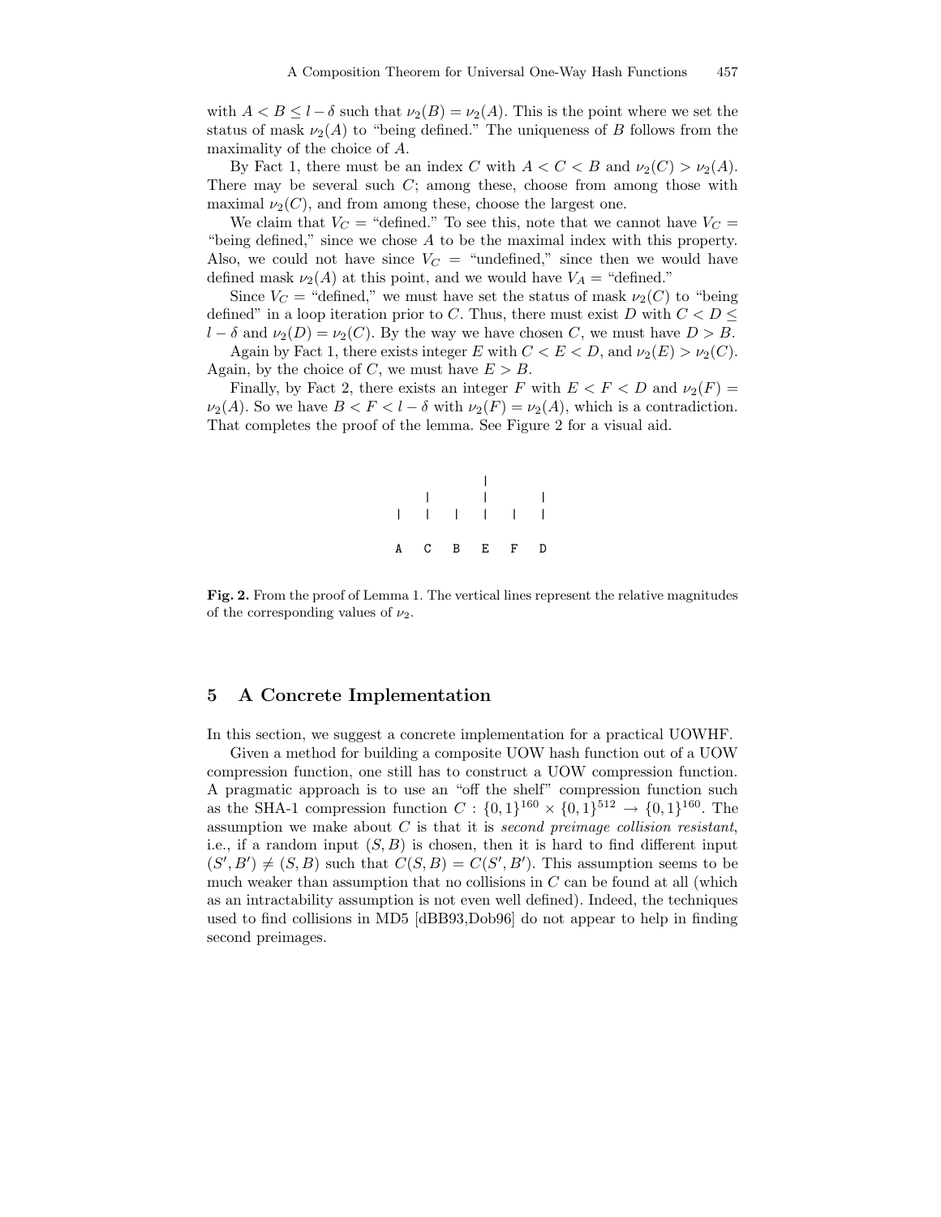with $A < B \leq l - \delta$ such that $\nu_2(B) = \nu_2(A)$. This is the point where we set the status of mask $\nu_2(A)$ to "being defined." The uniqueness of $B$ follows from the maximality of the choice of $A$.

By Fact 1, there must be an index $C$ with $A < C < B$ and $\nu_2(C) > \nu_2(A)$. There may be several such $C$; among these, choose from among those with maximal $\nu_2(C)$, and from among these, choose the largest one.

We claim that $V_C$ = "defined." To see this, note that we cannot have $V_C$ = "being defined," since we chose $A$ to be the maximal index with this property. Also, we could not have since $V_C$ = "undefined," since then we would have defined mask $\nu_2(A)$ at this point, and we would have $V_A$ = "defined."

Since $V_C$ = "defined," we must have set the status of mask $\nu_2(C)$ to "being defined" in a loop iteration prior to $C$. Thus, there must exist $D$ with $C < D \leq l - \delta$ and $\nu_2(D) = \nu_2(C)$. By the way we have chosen $C$, we must have $D > B$.

Again by Fact 1, there exists integer $E$ with $C < E < D$, and $\nu_2(E) > \nu_2(C)$. Again, by the choice of $C$, we must have $E > B$.

Finally, by Fact 2, there exists an integer $F$ with $E < F < D$ and $\nu_2(F) = \nu_2(A)$. So we have $B < F < l - \delta$ with $\nu_2(F) = \nu_2(A)$, which is a contradiction. That completes the proof of the lemma. See Figure 2 for a visual aid.

```
          |
    |     |     |
 |  |  |  |  |  |

 A  C  B  E  F  D
```

**Fig. 2.** From the proof of Lemma 1. The vertical lines represent the relative magnitudes of the corresponding values of $\nu_2$.

## 5 A Concrete Implementation

In this section, we suggest a concrete implementation for a practical UOWHF.

Given a method for building a composite UOW hash function out of a UOW compression function, one still has to construct a UOW compression function. A pragmatic approach is to use an "off the shelf" compression function such as the SHA-1 compression function $C : \{0,1\}^{160} \times \{0,1\}^{512} \to \{0,1\}^{160}$. The assumption we make about $C$ is that it is *second preimage collision resistant*, i.e., if a random input $(S, B)$ is chosen, then it is hard to find different input $(S', B') \neq (S, B)$ such that $C(S, B) = C(S', B')$. This assumption seems to be much weaker than assumption that no collisions in $C$ can be found at all (which as an intractability assumption is not even well defined). Indeed, the techniques used to find collisions in MD5 [dBB93,Dob96] do not appear to help in finding second preimages.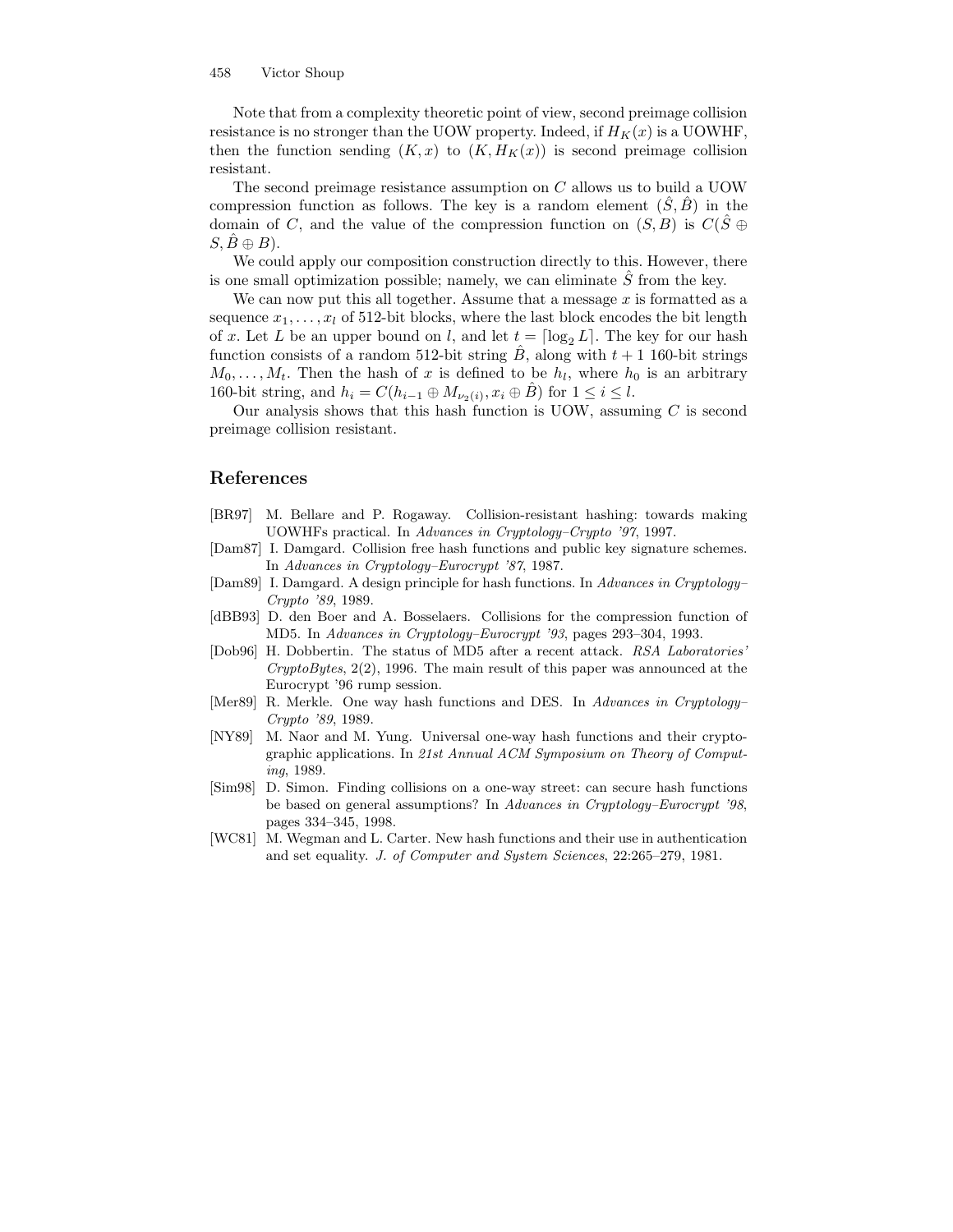Note that from a complexity theoretic point of view, second preimage collision resistance is no stronger than the UOW property. Indeed, if $H_K(x)$ is a UOWHF, then the function sending $(K, x)$ to $(K, H_K(x))$ is second preimage collision resistant.

The second preimage resistance assumption on $C$ allows us to build a UOW compression function as follows. The key is a random element $(\hat{S}, \hat{B})$ in the domain of $C$, and the value of the compression function on $(S, B)$ is $C(\hat{S} \oplus S, \hat{B} \oplus B)$.

We could apply our composition construction directly to this. However, there is one small optimization possible; namely, we can eliminate $\hat{S}$ from the key.

We can now put this all together. Assume that a message $x$ is formatted as a sequence $x_1, \ldots, x_l$ of 512-bit blocks, where the last block encodes the bit length of $x$. Let $L$ be an upper bound on $l$, and let $t = \lceil \log_2 L \rceil$. The key for our hash function consists of a random 512-bit string $\hat{B}$, along with $t + 1$ 160-bit strings $M_0, \ldots, M_t$. Then the hash of $x$ is defined to be $h_l$, where $h_0$ is an arbitrary 160-bit string, and $h_i = C(h_{i-1} \oplus M_{\nu_2(i)}, x_i \oplus \hat{B})$ for $1 \leq i \leq l$.

Our analysis shows that this hash function is UOW, assuming $C$ is second preimage collision resistant.

## References

[BR97] M. Bellare and P. Rogaway. Collision-resistant hashing: towards making UOWHFs practical. In *Advances in Cryptology–Crypto '97*, 1997.

[Dam87] I. Damgard. Collision free hash functions and public key signature schemes. In *Advances in Cryptology–Eurocrypt '87*, 1987.

[Dam89] I. Damgard. A design principle for hash functions. In *Advances in Cryptology–Crypto '89*, 1989.

[dBB93] D. den Boer and A. Bosselaers. Collisions for the compression function of MD5. In *Advances in Cryptology–Eurocrypt '93*, pages 293–304, 1993.

[Dob96] H. Dobbertin. The status of MD5 after a recent attack. *RSA Laboratories' CryptoBytes*, 2(2), 1996. The main result of this paper was announced at the Eurocrypt '96 rump session.

[Mer89] R. Merkle. One way hash functions and DES. In *Advances in Cryptology–Crypto '89*, 1989.

[NY89] M. Naor and M. Yung. Universal one-way hash functions and their cryptographic applications. In *21st Annual ACM Symposium on Theory of Computing*, 1989.

[Sim98] D. Simon. Finding collisions on a one-way street: can secure hash functions be based on general assumptions? In *Advances in Cryptology–Eurocrypt '98*, pages 334–345, 1998.

[WC81] M. Wegman and L. Carter. New hash functions and their use in authentication and set equality. *J. of Computer and System Sciences*, 22:265–279, 1981.